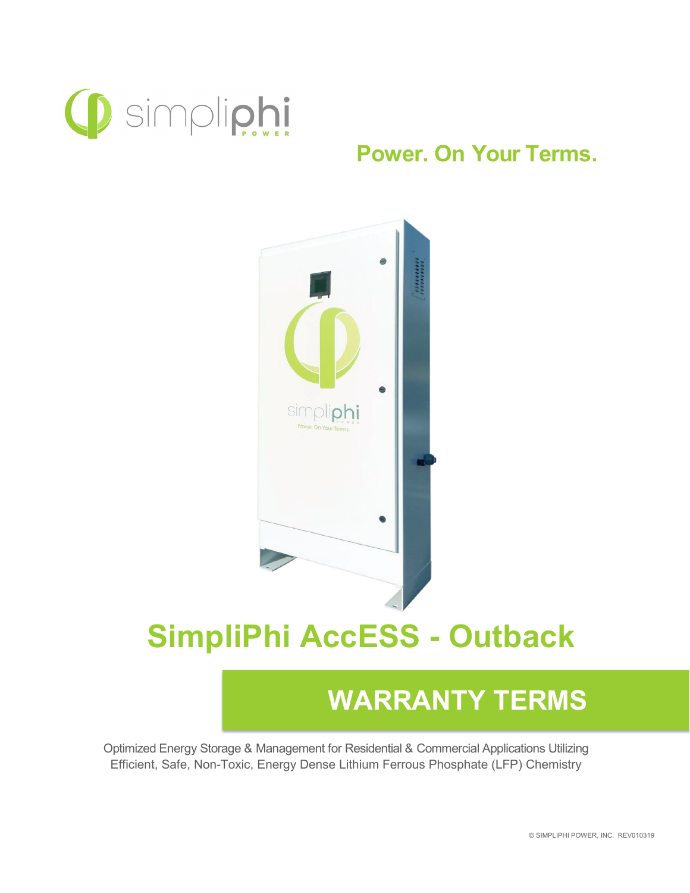simpliphi POWER

**Power. On Your Terms.**

# SimpliPhi AccESS - Outback

## WARRANTY TERMS

Optimized Energy Storage & Management for Residential & Commercial Applications Utilizing Efficient, Safe, Non-Toxic, Energy Dense Lithium Ferrous Phosphate (LFP) Chemistry

© SIMPLIPHI POWER, INC. REV010319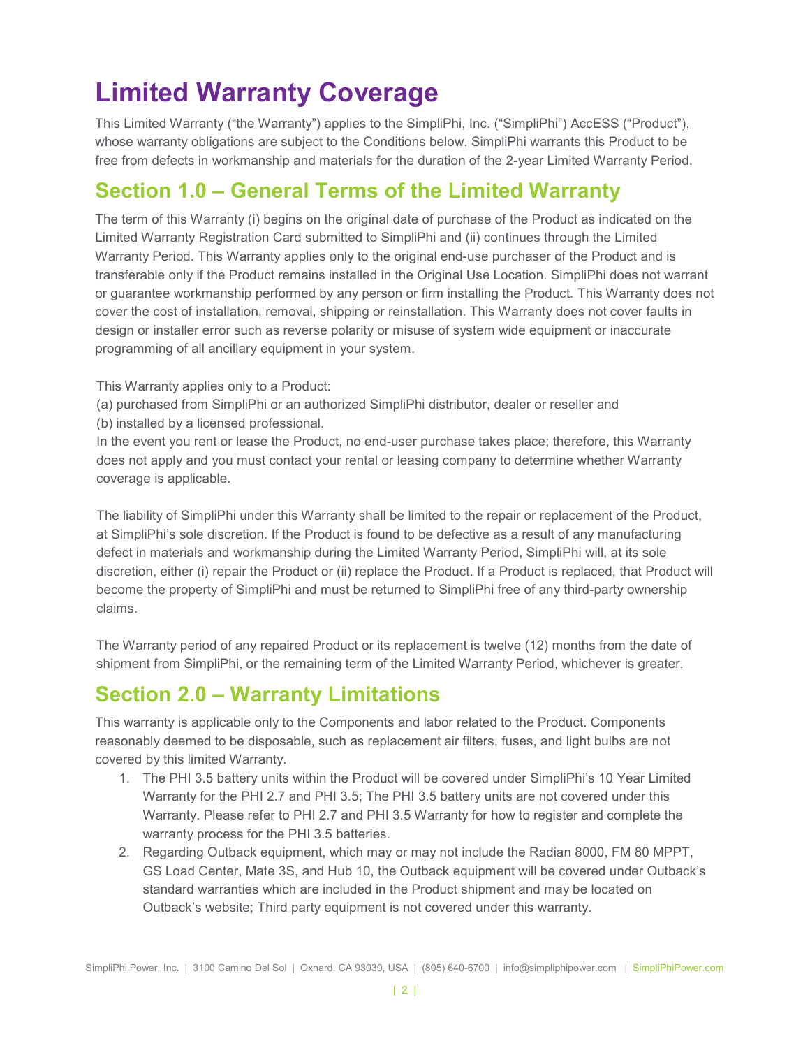# Limited Warranty Coverage

This Limited Warranty ("the Warranty") applies to the SimpliPhi, Inc. ("SimpliPhi") AccESS ("Product"), whose warranty obligations are subject to the Conditions below. SimpliPhi warrants this Product to be free from defects in workmanship and materials for the duration of the 2-year Limited Warranty Period.

## Section 1.0 – General Terms of the Limited Warranty

The term of this Warranty (i) begins on the original date of purchase of the Product as indicated on the Limited Warranty Registration Card submitted to SimpliPhi and (ii) continues through the Limited Warranty Period. This Warranty applies only to the original end-use purchaser of the Product and is transferable only if the Product remains installed in the Original Use Location. SimpliPhi does not warrant or guarantee workmanship performed by any person or firm installing the Product. This Warranty does not cover the cost of installation, removal, shipping or reinstallation. This Warranty does not cover faults in design or installer error such as reverse polarity or misuse of system wide equipment or inaccurate programming of all ancillary equipment in your system.

This Warranty applies only to a Product:
(a) purchased from SimpliPhi or an authorized SimpliPhi distributor, dealer or reseller and
(b) installed by a licensed professional.
In the event you rent or lease the Product, no end-user purchase takes place; therefore, this Warranty does not apply and you must contact your rental or leasing company to determine whether Warranty coverage is applicable.

The liability of SimpliPhi under this Warranty shall be limited to the repair or replacement of the Product, at SimpliPhi's sole discretion. If the Product is found to be defective as a result of any manufacturing defect in materials and workmanship during the Limited Warranty Period, SimpliPhi will, at its sole discretion, either (i) repair the Product or (ii) replace the Product. If a Product is replaced, that Product will become the property of SimpliPhi and must be returned to SimpliPhi free of any third-party ownership claims.

The Warranty period of any repaired Product or its replacement is twelve (12) months from the date of shipment from SimpliPhi, or the remaining term of the Limited Warranty Period, whichever is greater.

## Section 2.0 – Warranty Limitations

This warranty is applicable only to the Components and labor related to the Product. Components reasonably deemed to be disposable, such as replacement air filters, fuses, and light bulbs are not covered by this limited Warranty.

1. The PHI 3.5 battery units within the Product will be covered under SimpliPhi's 10 Year Limited Warranty for the PHI 2.7 and PHI 3.5; The PHI 3.5 battery units are not covered under this Warranty. Please refer to PHI 2.7 and PHI 3.5 Warranty for how to register and complete the warranty process for the PHI 3.5 batteries.
2. Regarding Outback equipment, which may or may not include the Radian 8000, FM 80 MPPT, GS Load Center, Mate 3S, and Hub 10, the Outback equipment will be covered under Outback's standard warranties which are included in the Product shipment and may be located on Outback's website; Third party equipment is not covered under this warranty.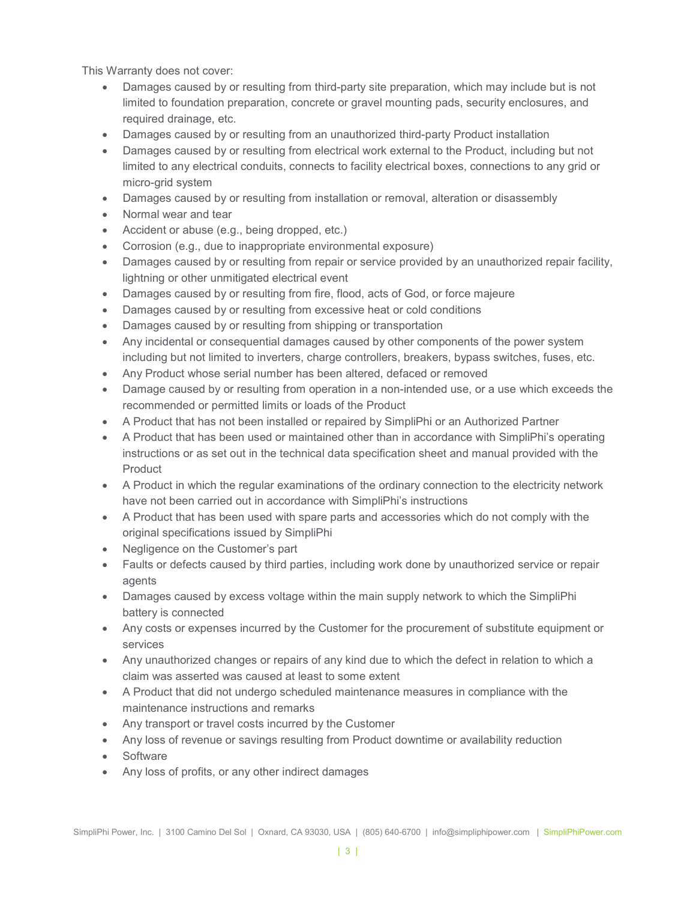This Warranty does not cover:

- Damages caused by or resulting from third-party site preparation, which may include but is not limited to foundation preparation, concrete or gravel mounting pads, security enclosures, and required drainage, etc.
- Damages caused by or resulting from an unauthorized third-party Product installation
- Damages caused by or resulting from electrical work external to the Product, including but not limited to any electrical conduits, connects to facility electrical boxes, connections to any grid or micro-grid system
- Damages caused by or resulting from installation or removal, alteration or disassembly
- Normal wear and tear
- Accident or abuse (e.g., being dropped, etc.)
- Corrosion (e.g., due to inappropriate environmental exposure)
- Damages caused by or resulting from repair or service provided by an unauthorized repair facility, lightning or other unmitigated electrical event
- Damages caused by or resulting from fire, flood, acts of God, or force majeure
- Damages caused by or resulting from excessive heat or cold conditions
- Damages caused by or resulting from shipping or transportation
- Any incidental or consequential damages caused by other components of the power system including but not limited to inverters, charge controllers, breakers, bypass switches, fuses, etc.
- Any Product whose serial number has been altered, defaced or removed
- Damage caused by or resulting from operation in a non-intended use, or a use which exceeds the recommended or permitted limits or loads of the Product
- A Product that has not been installed or repaired by SimpliPhi or an Authorized Partner
- A Product that has been used or maintained other than in accordance with SimpliPhi's operating instructions or as set out in the technical data specification sheet and manual provided with the Product
- A Product in which the regular examinations of the ordinary connection to the electricity network have not been carried out in accordance with SimpliPhi's instructions
- A Product that has been used with spare parts and accessories which do not comply with the original specifications issued by SimpliPhi
- Negligence on the Customer's part
- Faults or defects caused by third parties, including work done by unauthorized service or repair agents
- Damages caused by excess voltage within the main supply network to which the SimpliPhi battery is connected
- Any costs or expenses incurred by the Customer for the procurement of substitute equipment or services
- Any unauthorized changes or repairs of any kind due to which the defect in relation to which a claim was asserted was caused at least to some extent
- A Product that did not undergo scheduled maintenance measures in compliance with the maintenance instructions and remarks
- Any transport or travel costs incurred by the Customer
- Any loss of revenue or savings resulting from Product downtime or availability reduction
- Software
- Any loss of profits, or any other indirect damages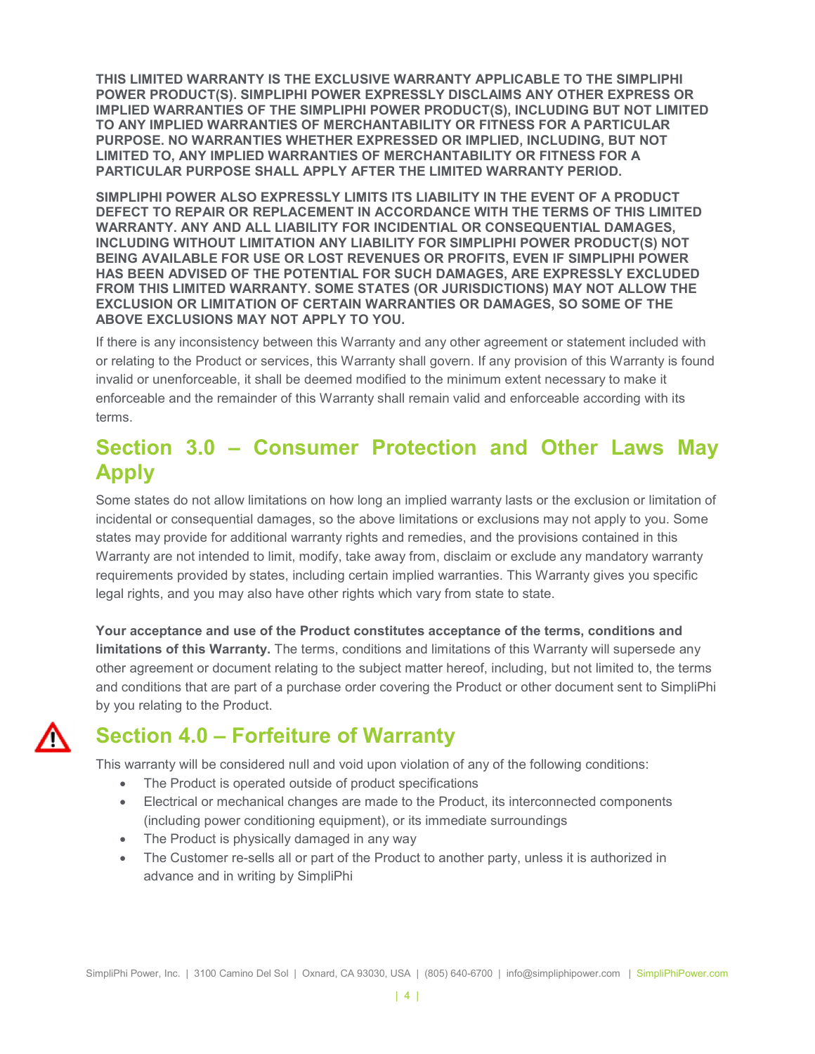**THIS LIMITED WARRANTY IS THE EXCLUSIVE WARRANTY APPLICABLE TO THE SIMPLIPHI POWER PRODUCT(S). SIMPLIPHI POWER EXPRESSLY DISCLAIMS ANY OTHER EXPRESS OR IMPLIED WARRANTIES OF THE SIMPLIPHI POWER PRODUCT(S), INCLUDING BUT NOT LIMITED TO ANY IMPLIED WARRANTIES OF MERCHANTABILITY OR FITNESS FOR A PARTICULAR PURPOSE. NO WARRANTIES WHETHER EXPRESSED OR IMPLIED, INCLUDING, BUT NOT LIMITED TO, ANY IMPLIED WARRANTIES OF MERCHANTABILITY OR FITNESS FOR A PARTICULAR PURPOSE SHALL APPLY AFTER THE LIMITED WARRANTY PERIOD.**

**SIMPLIPHI POWER ALSO EXPRESSLY LIMITS ITS LIABILITY IN THE EVENT OF A PRODUCT DEFECT TO REPAIR OR REPLACEMENT IN ACCORDANCE WITH THE TERMS OF THIS LIMITED WARRANTY. ANY AND ALL LIABILITY FOR INCIDENTIAL OR CONSEQUENTIAL DAMAGES, INCLUDING WITHOUT LIMITATION ANY LIABILITY FOR SIMPLIPHI POWER PRODUCT(S) NOT BEING AVAILABLE FOR USE OR LOST REVENUES OR PROFITS, EVEN IF SIMPLIPHI POWER HAS BEEN ADVISED OF THE POTENTIAL FOR SUCH DAMAGES, ARE EXPRESSLY EXCLUDED FROM THIS LIMITED WARRANTY. SOME STATES (OR JURISDICTIONS) MAY NOT ALLOW THE EXCLUSION OR LIMITATION OF CERTAIN WARRANTIES OR DAMAGES, SO SOME OF THE ABOVE EXCLUSIONS MAY NOT APPLY TO YOU.**

If there is any inconsistency between this Warranty and any other agreement or statement included with or relating to the Product or services, this Warranty shall govern. If any provision of this Warranty is found invalid or unenforceable, it shall be deemed modified to the minimum extent necessary to make it enforceable and the remainder of this Warranty shall remain valid and enforceable according with its terms.

## Section 3.0 – Consumer Protection and Other Laws May Apply

Some states do not allow limitations on how long an implied warranty lasts or the exclusion or limitation of incidental or consequential damages, so the above limitations or exclusions may not apply to you. Some states may provide for additional warranty rights and remedies, and the provisions contained in this Warranty are not intended to limit, modify, take away from, disclaim or exclude any mandatory warranty requirements provided by states, including certain implied warranties. This Warranty gives you specific legal rights, and you may also have other rights which vary from state to state.

**Your acceptance and use of the Product constitutes acceptance of the terms, conditions and limitations of this Warranty.** The terms, conditions and limitations of this Warranty will supersede any other agreement or document relating to the subject matter hereof, including, but not limited to, the terms and conditions that are part of a purchase order covering the Product or other document sent to SimpliPhi by you relating to the Product.

## Section 4.0 – Forfeiture of Warranty

This warranty will be considered null and void upon violation of any of the following conditions:

- The Product is operated outside of product specifications
- Electrical or mechanical changes are made to the Product, its interconnected components (including power conditioning equipment), or its immediate surroundings
- The Product is physically damaged in any way
- The Customer re-sells all or part of the Product to another party, unless it is authorized in advance and in writing by SimpliPhi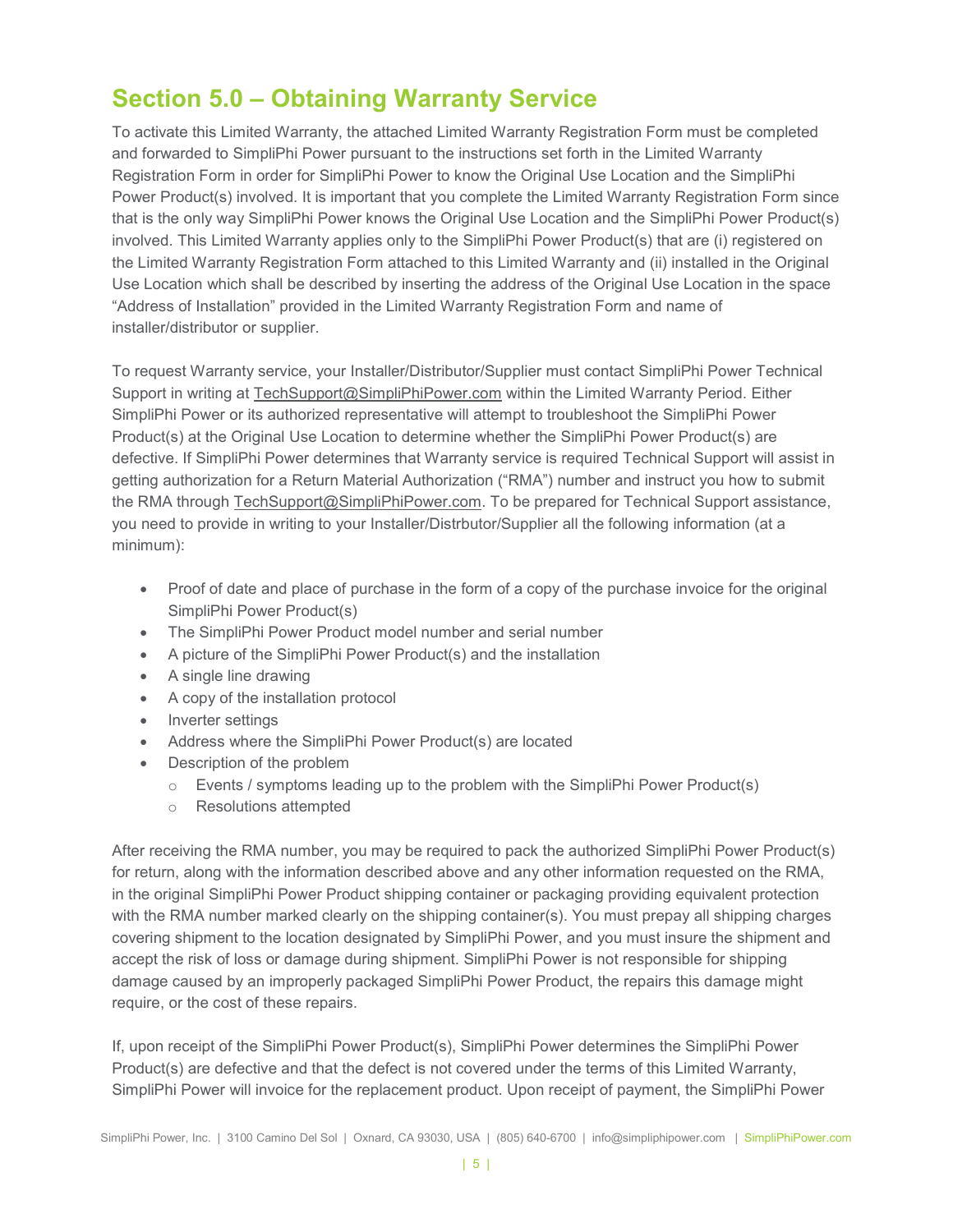## Section 5.0 – Obtaining Warranty Service

To activate this Limited Warranty, the attached Limited Warranty Registration Form must be completed and forwarded to SimpliPhi Power pursuant to the instructions set forth in the Limited Warranty Registration Form in order for SimpliPhi Power to know the Original Use Location and the SimpliPhi Power Product(s) involved. It is important that you complete the Limited Warranty Registration Form since that is the only way SimpliPhi Power knows the Original Use Location and the SimpliPhi Power Product(s) involved. This Limited Warranty applies only to the SimpliPhi Power Product(s) that are (i) registered on the Limited Warranty Registration Form attached to this Limited Warranty and (ii) installed in the Original Use Location which shall be described by inserting the address of the Original Use Location in the space "Address of Installation" provided in the Limited Warranty Registration Form and name of installer/distributor or supplier.

To request Warranty service, your Installer/Distributor/Supplier must contact SimpliPhi Power Technical Support in writing at TechSupport@SimpliPhiPower.com within the Limited Warranty Period. Either SimpliPhi Power or its authorized representative will attempt to troubleshoot the SimpliPhi Power Product(s) at the Original Use Location to determine whether the SimpliPhi Power Product(s) are defective. If SimpliPhi Power determines that Warranty service is required Technical Support will assist in getting authorization for a Return Material Authorization ("RMA") number and instruct you how to submit the RMA through TechSupport@SimpliPhiPower.com. To be prepared for Technical Support assistance, you need to provide in writing to your Installer/Distrbutor/Supplier all the following information (at a minimum):

- Proof of date and place of purchase in the form of a copy of the purchase invoice for the original SimpliPhi Power Product(s)
- The SimpliPhi Power Product model number and serial number
- A picture of the SimpliPhi Power Product(s) and the installation
- A single line drawing
- A copy of the installation protocol
- Inverter settings
- Address where the SimpliPhi Power Product(s) are located
- Description of the problem
  - Events / symptoms leading up to the problem with the SimpliPhi Power Product(s)
  - Resolutions attempted

After receiving the RMA number, you may be required to pack the authorized SimpliPhi Power Product(s) for return, along with the information described above and any other information requested on the RMA, in the original SimpliPhi Power Product shipping container or packaging providing equivalent protection with the RMA number marked clearly on the shipping container(s). You must prepay all shipping charges covering shipment to the location designated by SimpliPhi Power, and you must insure the shipment and accept the risk of loss or damage during shipment. SimpliPhi Power is not responsible for shipping damage caused by an improperly packaged SimpliPhi Power Product, the repairs this damage might require, or the cost of these repairs.

If, upon receipt of the SimpliPhi Power Product(s), SimpliPhi Power determines the SimpliPhi Power Product(s) are defective and that the defect is not covered under the terms of this Limited Warranty, SimpliPhi Power will invoice for the replacement product. Upon receipt of payment, the SimpliPhi Power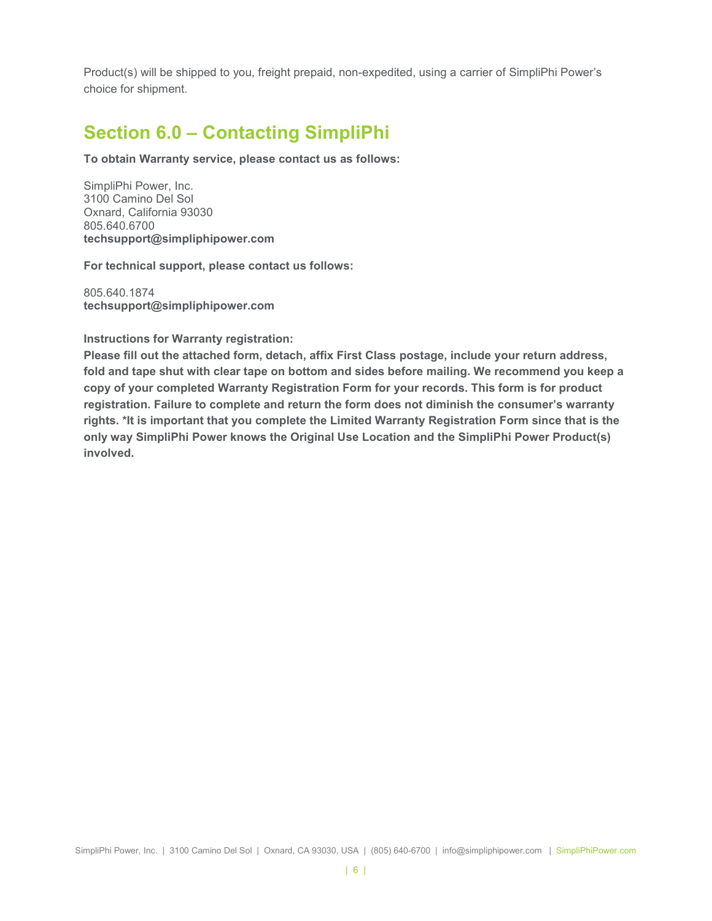Product(s) will be shipped to you, freight prepaid, non-expedited, using a carrier of SimpliPhi Power's choice for shipment.

## Section 6.0 – Contacting SimpliPhi

**To obtain Warranty service, please contact us as follows:**

SimpliPhi Power, Inc.
3100 Camino Del Sol
Oxnard, California 93030
805.640.6700
**techsupport@simpliphipower.com**

**For technical support, please contact us follows:**

805.640.1874
**techsupport@simpliphipower.com**

**Instructions for Warranty registration:**
**Please fill out the attached form, detach, affix First Class postage, include your return address, fold and tape shut with clear tape on bottom and sides before mailing. We recommend you keep a copy of your completed Warranty Registration Form for your records. This form is for product registration. Failure to complete and return the form does not diminish the consumer's warranty rights. *It is important that you complete the Limited Warranty Registration Form since that is the only way SimpliPhi Power knows the Original Use Location and the SimpliPhi Power Product(s) involved.**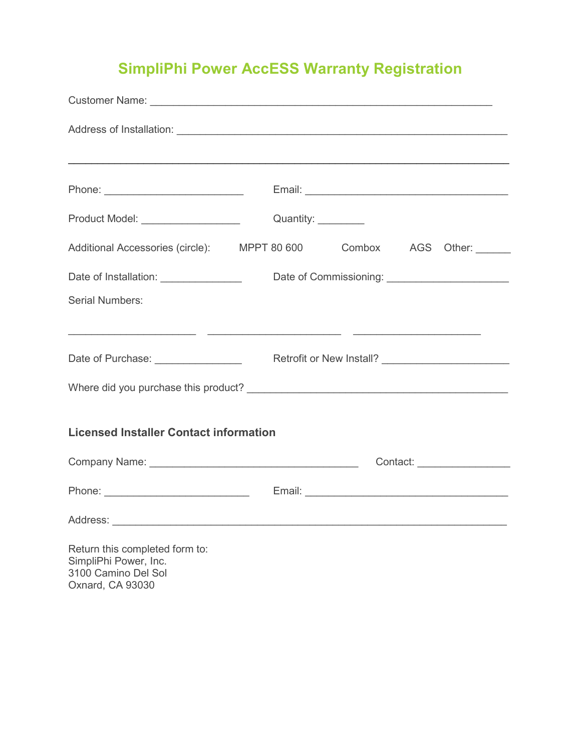# SimpliPhi Power AccESS Warranty Registration

Customer Name: ____________________________________________________________

Address of Installation: ________________________________________________________

_____________________________________________________________________________

Phone: ________________________ Email: ___________________________________

Product Model: ________________ Quantity: ________

Additional Accessories (circle): MPPT 80 600 Combox AGS Other: ______

Date of Installation: ______________ Date of Commissioning: _____________________

Serial Numbers:

______________________ _______________________ ______________________

Date of Purchase: _______________ Retrofit or New Install? ______________________

Where did you purchase this product? _____________________________________________

**Licensed Installer Contact information**

Company Name: ____________________________________ Contact: ________________

Phone: _________________________ Email: ___________________________________

Address: _____________________________________________________________________

Return this completed form to:
SimpliPhi Power, Inc.
3100 Camino Del Sol
Oxnard, CA 93030